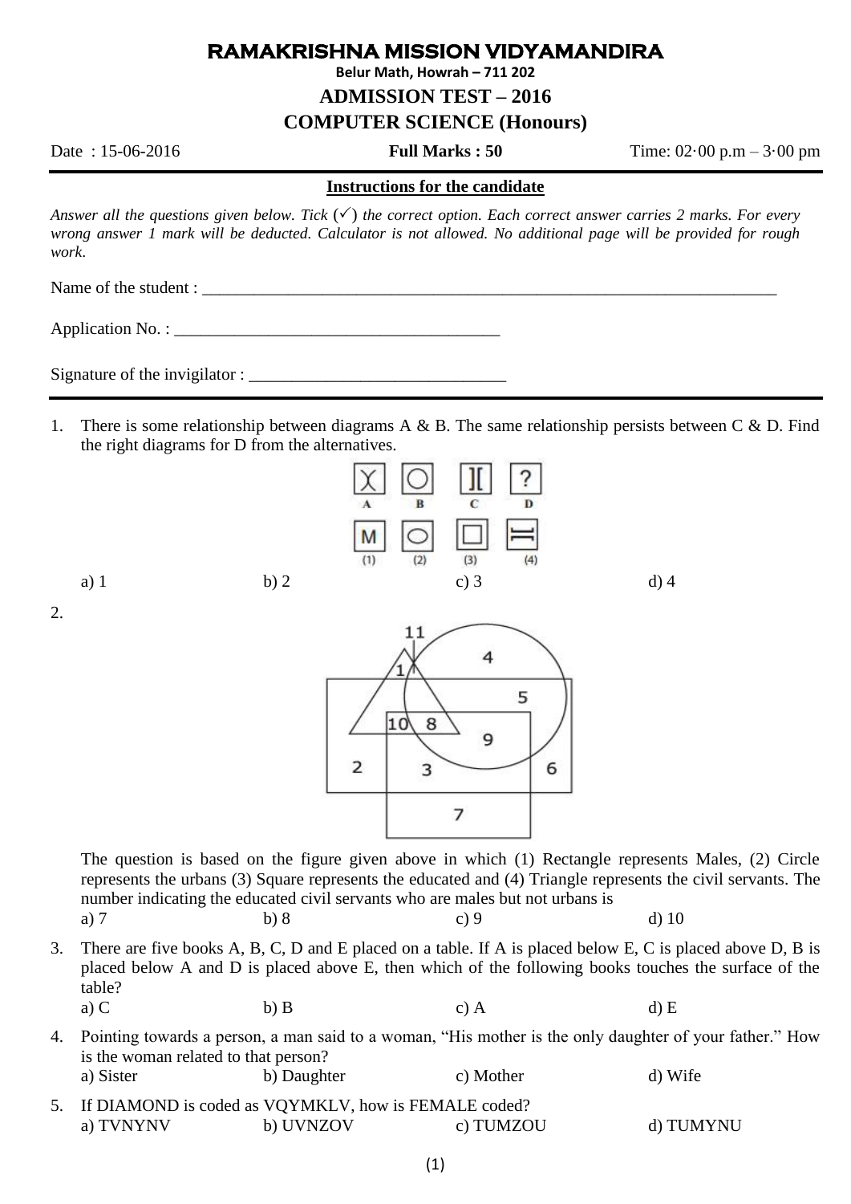# RAMAKRISHNA MISSION VIDYAMANDIRA

**Belur Math, Howrah – 711 202**

## ADMISSION TEST – 2016

## COMPUTER SCIENCE (Honours)

Date : 15-06-2016 **Full Marks : 50** Time: 02·00 p.m – 3·00 pm

**Instructions for the candidate**

*Answer all the questions given below. Tick (✓) the correct option. Each correct answer carries 2 marks. For every wrong answer 1 mark will be deducted. Calculator is not allowed. No additional page will be provided for rough work.*

Name of the student : ______________________________________________________________________

Application No. : ______________________________________

Signature of the invigilator : ______________________________

---

1. There is some relationship between diagrams A & B. The same relationship persists between C & D. Find the right diagrams for D from the alternatives.

   a) 1 b) 2 c) 3 d) 4

2. The question is based on the figure given above in which (1) Rectangle represents Males, (2) Circle represents the urbans (3) Square represents the educated and (4) Triangle represents the civil servants. The number indicating the educated civil servants who are males but not urbans is

   a) 7 b) 8 c) 9 d) 10

3. There are five books A, B, C, D and E placed on a table. If A is placed below E, C is placed above D, B is placed below A and D is placed above E, then which of the following books touches the surface of the table?

   a) C b) B c) A d) E

4. Pointing towards a person, a man said to a woman, "His mother is the only daughter of your father." How is the woman related to that person?

   a) Sister b) Daughter c) Mother d) Wife

5. If DIAMOND is coded as VQYMKLV, how is FEMALE coded?

   a) TVNYNV b) UVNZOV c) TUMZOU d) TUMYNU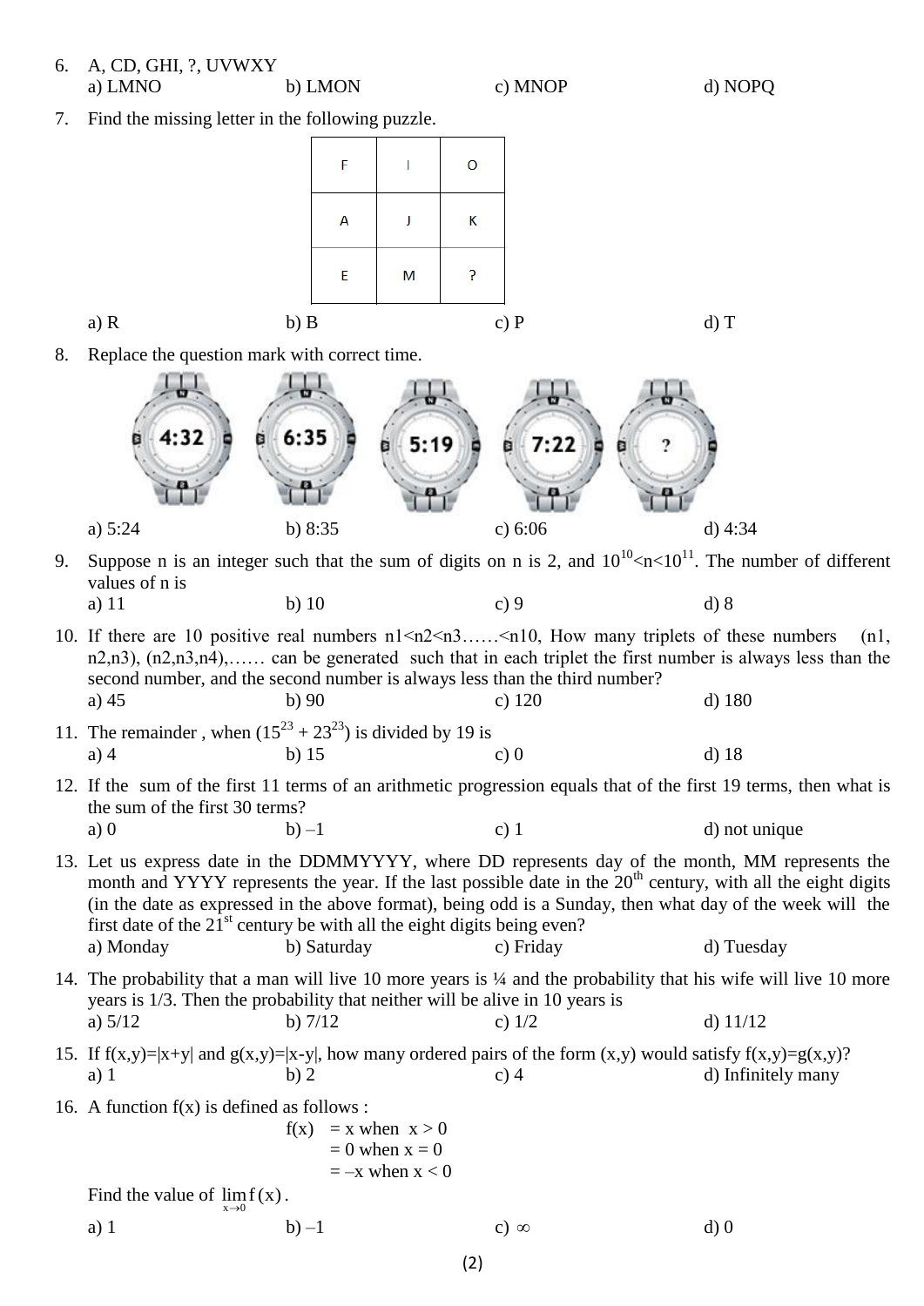6. A, CD, GHI, ?, UVWXY

   a) LMNO　　b) LMON　　c) MNOP　　d) NOPQ

7. Find the missing letter in the following puzzle.

| F | I | O |
|---|---|---|
| A | J | K |
| E | M | ? |

   a) R　　b) B　　c) P　　d) T

8. Replace the question mark with correct time.

   4:32　　6:35　　5:19　　7:22　　?

   a) 5:24　　b) 8:35　　c) 6:06　　d) 4:34

9. Suppose n is an integer such that the sum of digits on n is 2, and $10^{10}<n<10^{11}$. The number of different values of n is

   a) 11　　b) 10　　c) 9　　d) 8

10. If there are 10 positive real numbers n1<n2<n3……<n10, How many triplets of these numbers (n1, n2,n3), (n2,n3,n4),…… can be generated such that in each triplet the first number is always less than the second number, and the second number is always less than the third number?

    a) 45　　b) 90　　c) 120　　d) 180

11. The remainder , when $(15^{23} + 23^{23})$ is divided by 19 is

    a) 4　　b) 15　　c) 0　　d) 18

12. If the sum of the first 11 terms of an arithmetic progression equals that of the first 19 terms, then what is the sum of the first 30 terms?

    a) 0　　b) –1　　c) 1　　d) not unique

13. Let us express date in the DDMMYYYY, where DD represents day of the month, MM represents the month and YYYY represents the year. If the last possible date in the 20th century, with all the eight digits (in the date as expressed in the above format), being odd is a Sunday, then what day of the week will the first date of the 21st century be with all the eight digits being even?

    a) Monday　　b) Saturday　　c) Friday　　d) Tuesday

14. The probability that a man will live 10 more years is ¼ and the probability that his wife will live 10 more years is 1/3. Then the probability that neither will be alive in 10 years is

    a) 5/12　　b) 7/12　　c) 1/2　　d) 11/12

15. If f(x,y)=|x+y| and g(x,y)=|x-y|, how many ordered pairs of the form (x,y) would satisfy f(x,y)=g(x,y)?

    a) 1　　b) 2　　c) 4　　d) Infinitely many

16. A function f(x) is defined as follows :

$$f(x) = \begin{cases} x & \text{when } x > 0 \\ 0 & \text{when } x = 0 \\ -x & \text{when } x < 0 \end{cases}$$

    Find the value of $\lim_{x \to 0} f(x)$.

    a) 1　　b) –1　　c) ∞　　d) 0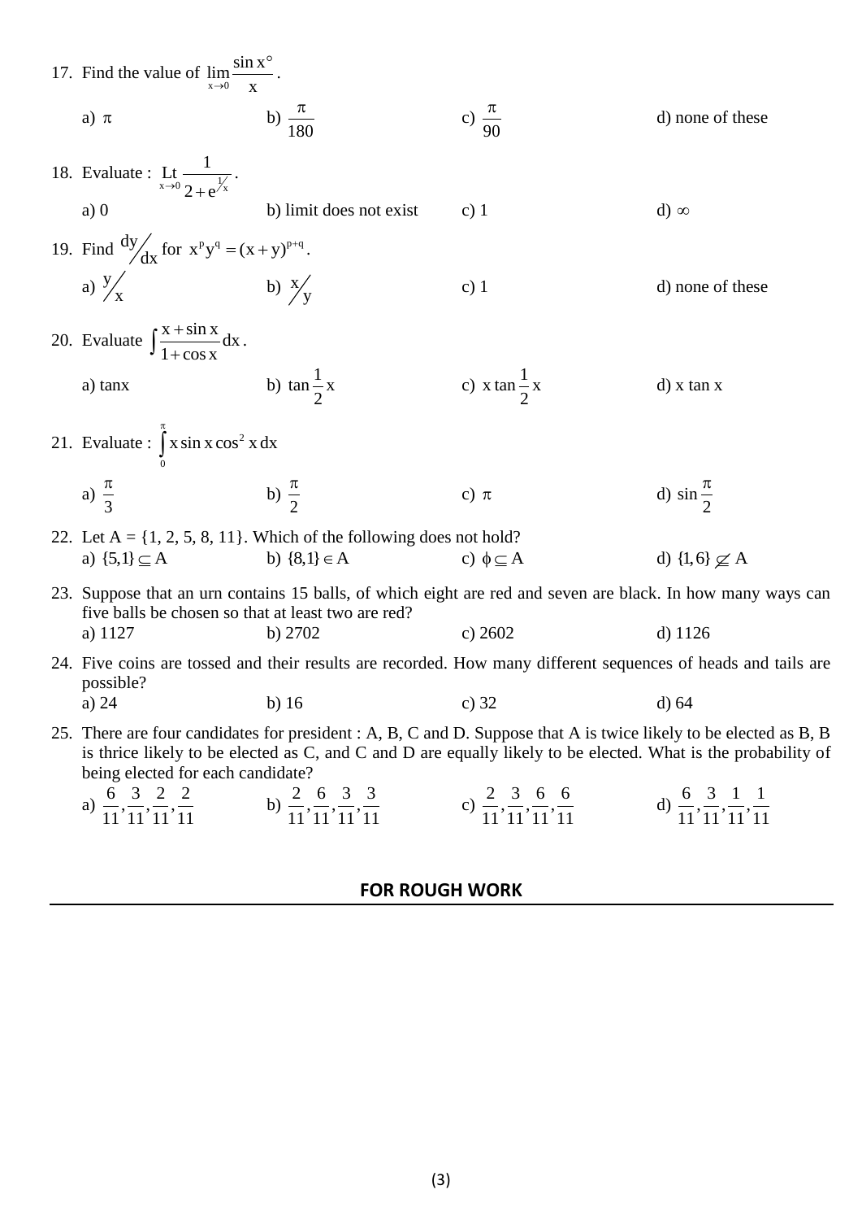17. Find the value of $\lim_{x \to 0} \frac{\sin x^\circ}{x}$.

a) $\pi$ b) $\frac{\pi}{180}$ c) $\frac{\pi}{90}$ d) none of these

18. Evaluate : $\underset{x \to 0}{\text{Lt}} \frac{1}{2 + e^{1/x}}$.

a) 0 b) limit does not exist c) 1 d) $\infty$

19. Find $dy/dx$ for $x^p y^q = (x+y)^{p+q}$.

a) $y/x$ b) $x/y$ c) 1 d) none of these

20. Evaluate $\int \frac{x + \sin x}{1 + \cos x} dx$.

a) tanx b) $\tan \frac{1}{2} x$ c) $x \tan \frac{1}{2} x$ d) x tan x

21. Evaluate : $\int_0^\pi x \sin x \cos^2 x \, dx$

a) $\frac{\pi}{3}$ b) $\frac{\pi}{2}$ c) $\pi$ d) $\sin \frac{\pi}{2}$

22. Let A = {1, 2, 5, 8, 11}. Which of the following does not hold?

a) $\{5,1\} \subseteq A$ b) $\{8,1\} \in A$ c) $\phi \subseteq A$ d) $\{1,6\} \not\subseteq A$

23. Suppose that an urn contains 15 balls, of which eight are red and seven are black. In how many ways can five balls be chosen so that at least two are red?

a) 1127 b) 2702 c) 2602 d) 1126

24. Five coins are tossed and their results are recorded. How many different sequences of heads and tails are possible?

a) 24 b) 16 c) 32 d) 64

25. There are four candidates for president : A, B, C and D. Suppose that A is twice likely to be elected as B, B is thrice likely to be elected as C, and C and D are equally likely to be elected. What is the probability of being elected for each candidate?

a) $\frac{6}{11}, \frac{3}{11}, \frac{2}{11}, \frac{2}{11}$ b) $\frac{2}{11}, \frac{6}{11}, \frac{3}{11}, \frac{3}{11}$ c) $\frac{2}{11}, \frac{3}{11}, \frac{6}{11}, \frac{6}{11}$ d) $\frac{6}{11}, \frac{3}{11}, \frac{1}{11}, \frac{1}{11}$

**FOR ROUGH WORK**